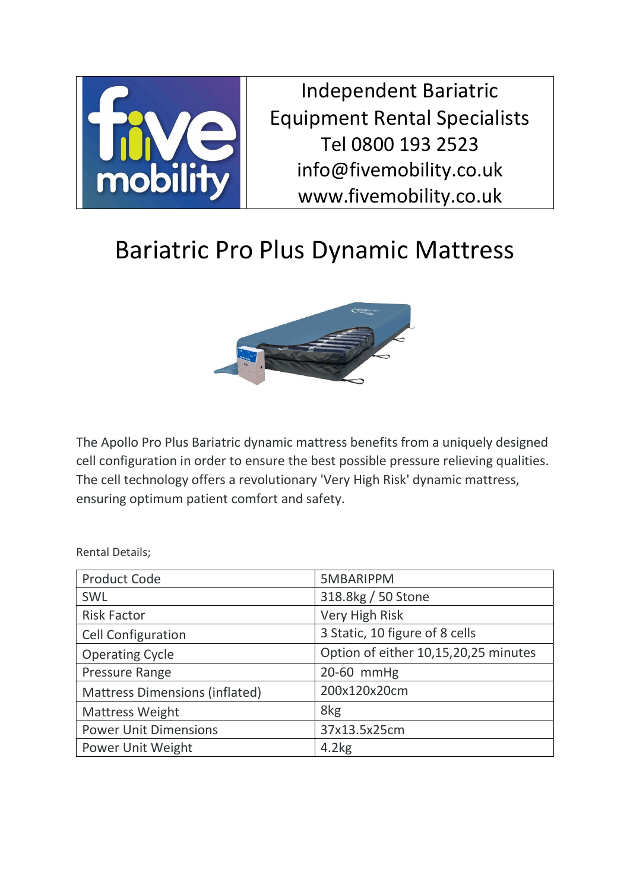| | Independent Bariatric Equipment Rental Specialists<br>Tel 0800 193 2523<br>info@fivemobility.co.uk<br>www.fivemobility.co.uk |
|---|---|

# Bariatric Pro Plus Dynamic Mattress

The Apollo Pro Plus Bariatric dynamic mattress benefits from a uniquely designed cell configuration in order to ensure the best possible pressure relieving qualities. The cell technology offers a revolutionary 'Very High Risk' dynamic mattress, ensuring optimum patient comfort and safety.

Rental Details;

| Product Code | 5MBARIPPM |
|---|---|
| SWL | 318.8kg / 50 Stone |
| Risk Factor | Very High Risk |
| Cell Configuration | 3 Static, 10 figure of 8 cells |
| Operating Cycle | Option of either 10,15,20,25 minutes |
| Pressure Range | 20-60 mmHg |
| Mattress Dimensions (inflated) | 200x120x20cm |
| Mattress Weight | 8kg |
| Power Unit Dimensions | 37x13.5x25cm |
| Power Unit Weight | 4.2kg |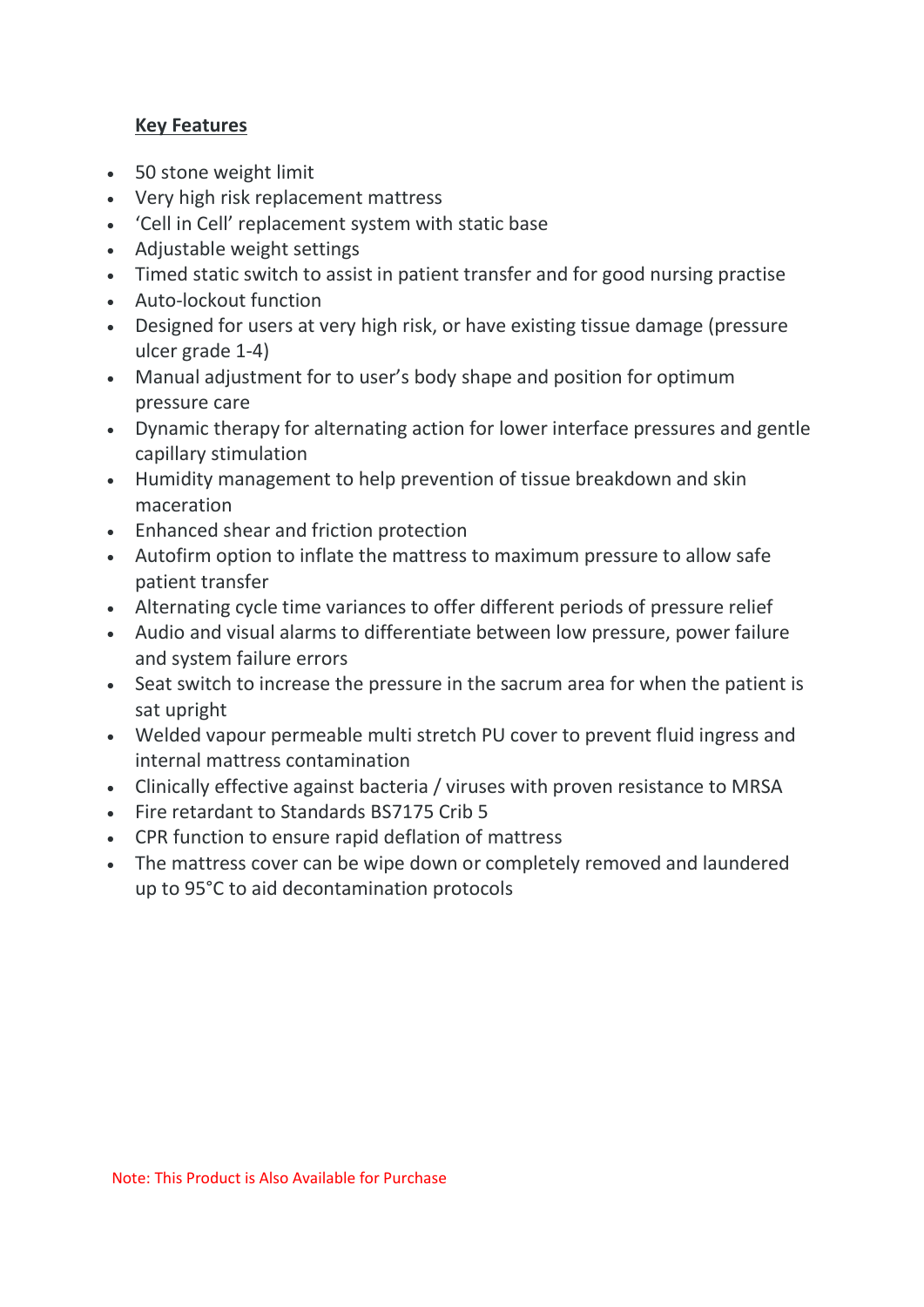**Key Features**

- 50 stone weight limit
- Very high risk replacement mattress
- 'Cell in Cell' replacement system with static base
- Adjustable weight settings
- Timed static switch to assist in patient transfer and for good nursing practise
- Auto-lockout function
- Designed for users at very high risk, or have existing tissue damage (pressure ulcer grade 1-4)
- Manual adjustment for to user's body shape and position for optimum pressure care
- Dynamic therapy for alternating action for lower interface pressures and gentle capillary stimulation
- Humidity management to help prevention of tissue breakdown and skin maceration
- Enhanced shear and friction protection
- Autofirm option to inflate the mattress to maximum pressure to allow safe patient transfer
- Alternating cycle time variances to offer different periods of pressure relief
- Audio and visual alarms to differentiate between low pressure, power failure and system failure errors
- Seat switch to increase the pressure in the sacrum area for when the patient is sat upright
- Welded vapour permeable multi stretch PU cover to prevent fluid ingress and internal mattress contamination
- Clinically effective against bacteria / viruses with proven resistance to MRSA
- Fire retardant to Standards BS7175 Crib 5
- CPR function to ensure rapid deflation of mattress
- The mattress cover can be wipe down or completely removed and laundered up to 95°C to aid decontamination protocols

Note: This Product is Also Available for Purchase